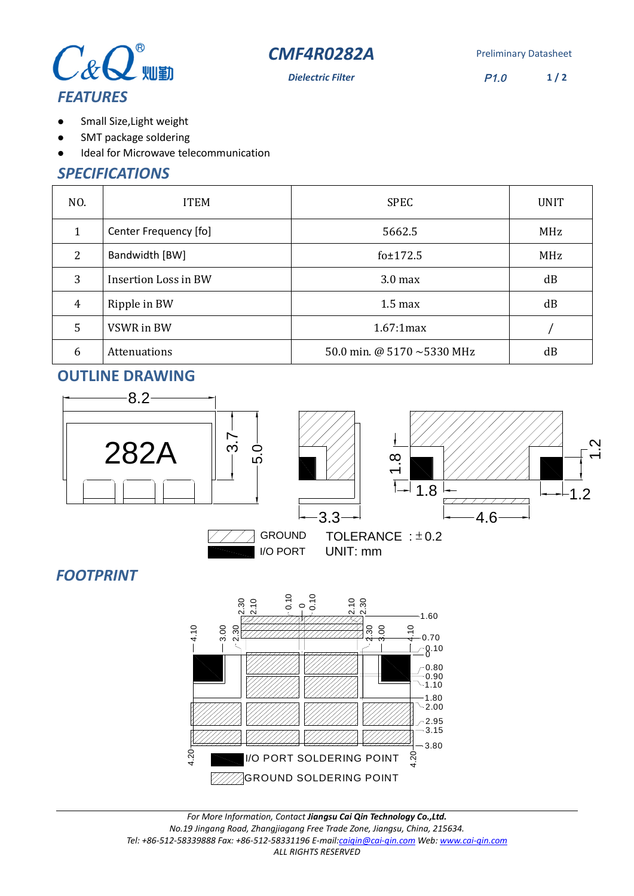# CMF4R0282A

*Dielectric Filter*

Preliminary Datasheet

P1.0

## FEATURES

- Small Size,Light weight
- SMT package soldering
- Ideal for Microwave telecommunication

## SPECIFICATIONS

| NO. | ITEM | SPEC | UNIT |
|---|---|---|---|
| 1 | Center Frequency [fo] | 5662.5 | MHz |
| 2 | Bandwidth [BW] | fo±172.5 | MHz |
| 3 | Insertion Loss in BW | 3.0 max | dB |
| 4 | Ripple in BW | 1.5 max | dB |
| 5 | VSWR in BW | 1.67:1max | / |
| 6 | Attenuations | 50.0 min. @ 5170 ~5330 MHz | dB |

## OUTLINE DRAWING

282A

8.2, 3.7, 5.0, 3.3, 1.8, 1.8, 4.6, 1.2, 1.2

GROUND

I/O PORT

TOLERANCE : ±0.2

UNIT: mm

## FOOTPRINT

2.30, 2.10, 0.10, 0, 0.10, 2.10, 2.30

4.10, 3.00, 2.30, 2.30, 3.00, 4.10

1.60, 0.70, 0.10, 0, 0.80, 0.90, 1.10, 1.80, 2.00, 2.95, 3.15, 3.80

4.20, 4.20

I/O PORT SOLDERING POINT

GROUND SOLDERING POINT

---

*For More Information, Contact **Jiangsu Cai Qin Technology Co.,Ltd.***

*No.19 Jingang Road, Zhangjiagang Free Trade Zone, Jiangsu, China, 215634.*

*Tel: +86-512-58339888 Fax: +86-512-58331196 E-mail:caiqin@cai-qin.com Web: www.cai-qin.com*

*ALL RIGHTS RESERVED*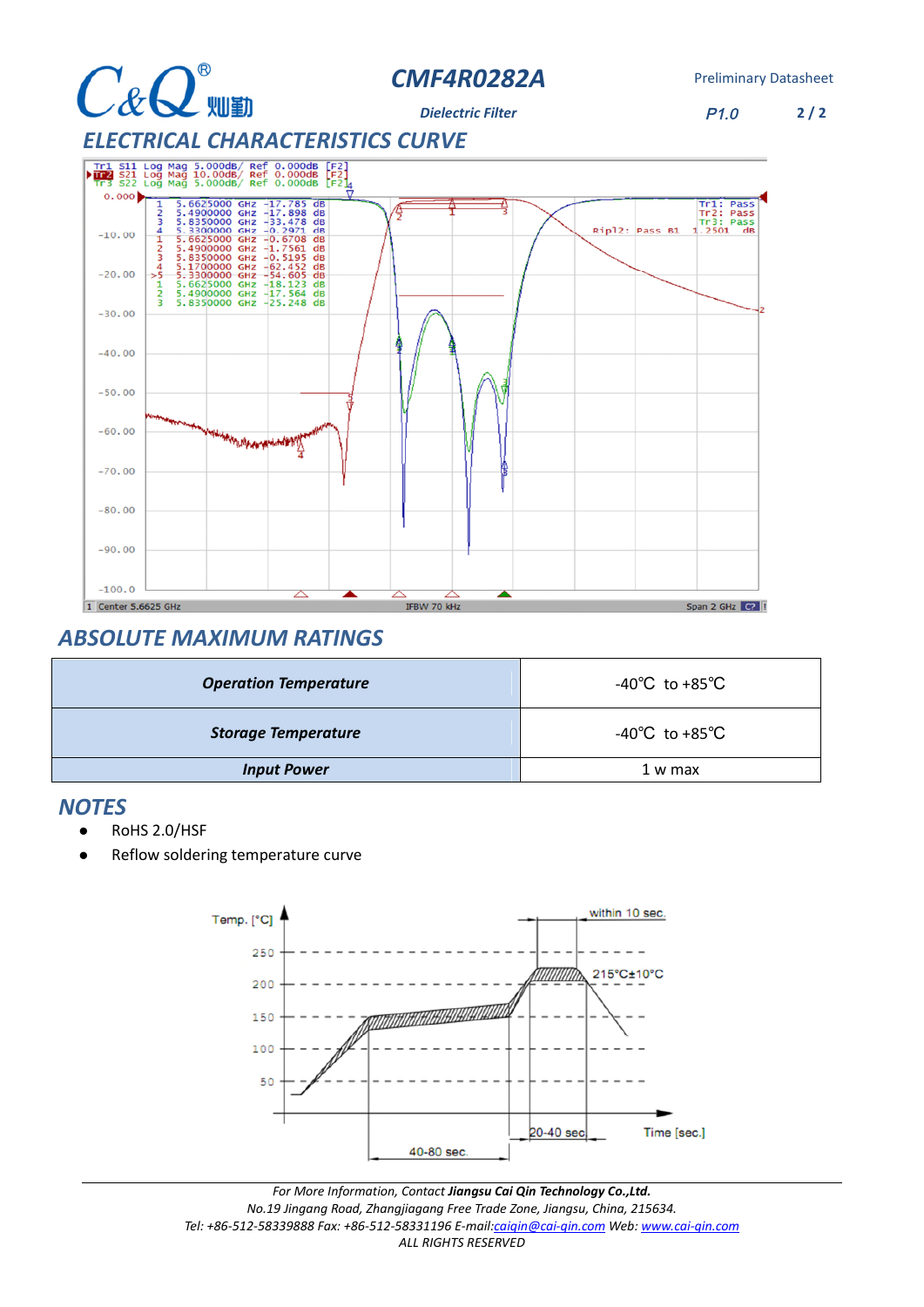## ELECTRICAL CHARACTERISTICS CURVE

Tr1 S11 Log Mag 5.000dB/ Ref 0.000dB [F2]
Tr2 S21 Log Mag 10.00dB/ Ref 0.000dB [F2]
Tr3 S22 Log Mag 5.000dB/ Ref 0.000dB [F2]

1 5.6625000 GHz -17.785 dB
2 5.4900000 GHz -17.898 dB
3 5.8350000 GHz -33.478 dB
4 5.3300000 GHz -0.2971 dB
1 5.6625000 GHz -0.6708 dB
2 5.4900000 GHz -1.7561 dB
3 5.8350000 GHz -0.5195 dB
4 5.1700000 GHz -62.452 dB
>5 5.3300000 GHz -54.605 dB
1 5.6625000 GHz -18.123 dB
2 5.4900000 GHz -17.564 dB
3 5.8350000 GHz -25.248 dB

Tr1: Pass
Tr2: Pass
Tr3: Pass
Ripl2: Pass B1 1.2501 dB

0.000
-10.00
-20.00
-30.00
-40.00
-50.00
-60.00
-70.00
-80.00
-90.00
-100.0

1 Center 5.6625 GHz IFBW 70 kHz Span 2 GHz

## ABSOLUTE MAXIMUM RATINGS

| | |
|---|---|
| ***Operation Temperature*** | -40℃ to +85℃ |
| ***Storage Temperature*** | -40℃ to +85℃ |
| ***Input Power*** | 1 w max |

## NOTES

- RoHS 2.0/HSF
- Reflow soldering temperature curve

Temp. [°C]
250
200
150
100
50
within 10 sec.
215°C±10°C
20-40 sec
Time [sec.]
40-80 sec.

*For More Information, Contact* ***Jiangsu Cai Qin Technology Co.,Ltd.***
*No.19 Jingang Road, Zhangjiagang Free Trade Zone, Jiangsu, China, 215634.*
*Tel: +86-512-58339888 Fax: +86-512-58331196 E-mail:caiqin@cai-qin.com Web: www.cai-qin.com*
*ALL RIGHTS RESERVED*